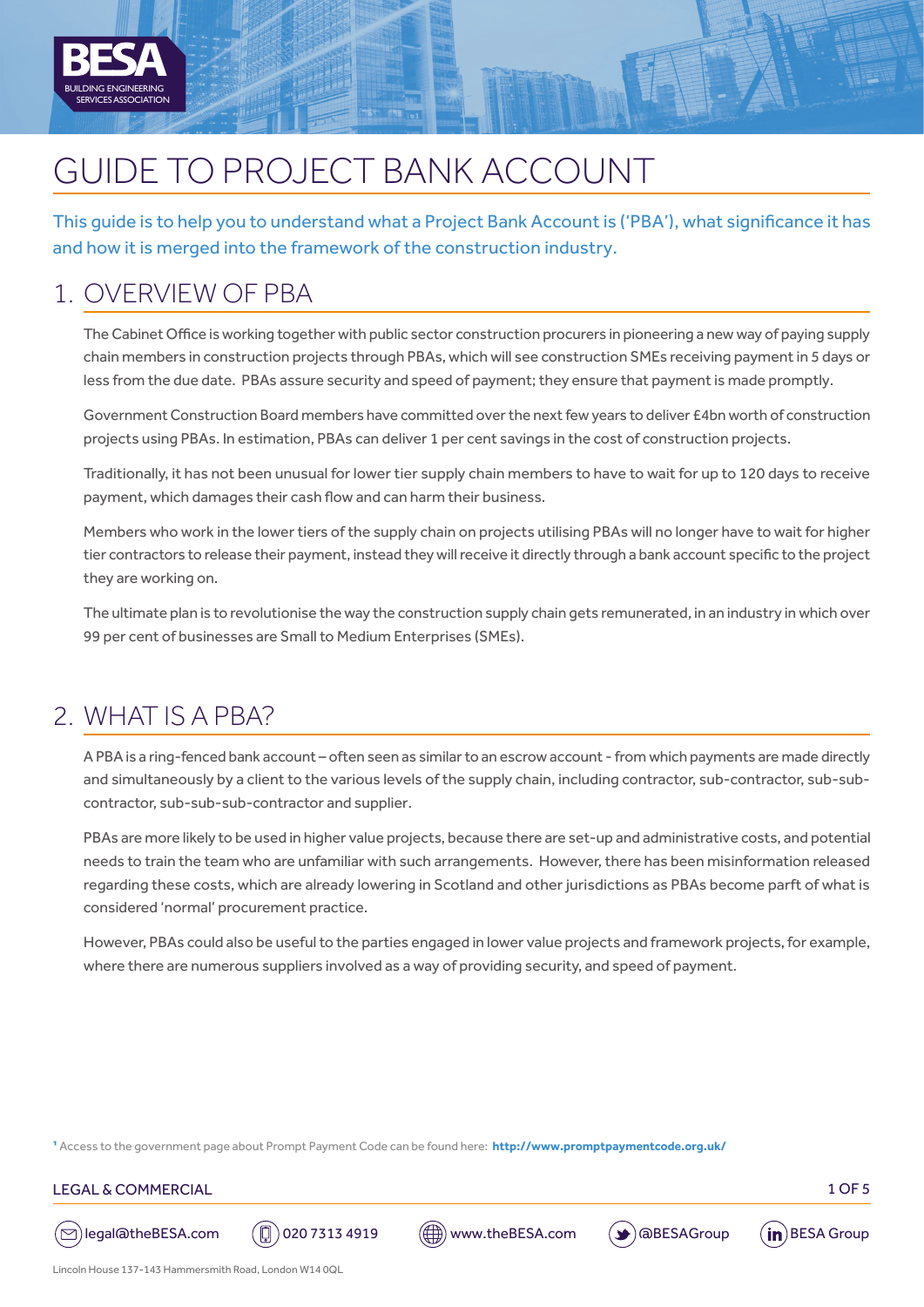# GUIDE TO PROJECT BANK ACCOUNT

This guide is to help you to understand what a Project Bank Account is ('PBA'), what significance it has and how it is merged into the framework of the construction industry.

## 1. OVERVIEW OF PBA

The Cabinet Office is working together with public sector construction procurers in pioneering a new way of paying supply chain members in construction projects through PBAs, which will see construction SMEs receiving payment in 5 days or less from the due date. PBAs assure security and speed of payment; they ensure that payment is made promptly.

Government Construction Board members have committed over the next few years to deliver £4bn worth of construction projects using PBAs. In estimation, PBAs can deliver 1 per cent savings in the cost of construction projects.

Traditionally, it has not been unusual for lower tier supply chain members to have to wait for up to 120 days to receive payment, which damages their cash flow and can harm their business.

Members who work in the lower tiers of the supply chain on projects utilising PBAs will no longer have to wait for higher tier contractors to release their payment, instead they will receive it directly through a bank account specific to the project they are working on.

The ultimate plan is to revolutionise the way the construction supply chain gets remunerated, in an industry in which over 99 per cent of businesses are Small to Medium Enterprises (SMEs).

## 2. WHAT IS A PBA?

A PBA is a ring-fenced bank account – often seen as similar to an escrow account - from which payments are made directly and simultaneously by a client to the various levels of the supply chain, including contractor, sub-contractor, sub-sub-contractor, sub-sub-sub-contractor and supplier.

PBAs are more likely to be used in higher value projects, because there are set-up and administrative costs, and potential needs to train the team who are unfamiliar with such arrangements. However, there has been misinformation released regarding these costs, which are already lowering in Scotland and other jurisdictions as PBAs become parft of what is considered 'normal' procurement practice.

However, PBAs could also be useful to the parties engaged in lower value projects and framework projects, for example, where there are numerous suppliers involved as a way of providing security, and speed of payment.

[1] Access to the government page about Prompt Payment Code can be found here: **http://www.promptpaymentcode.org.uk/**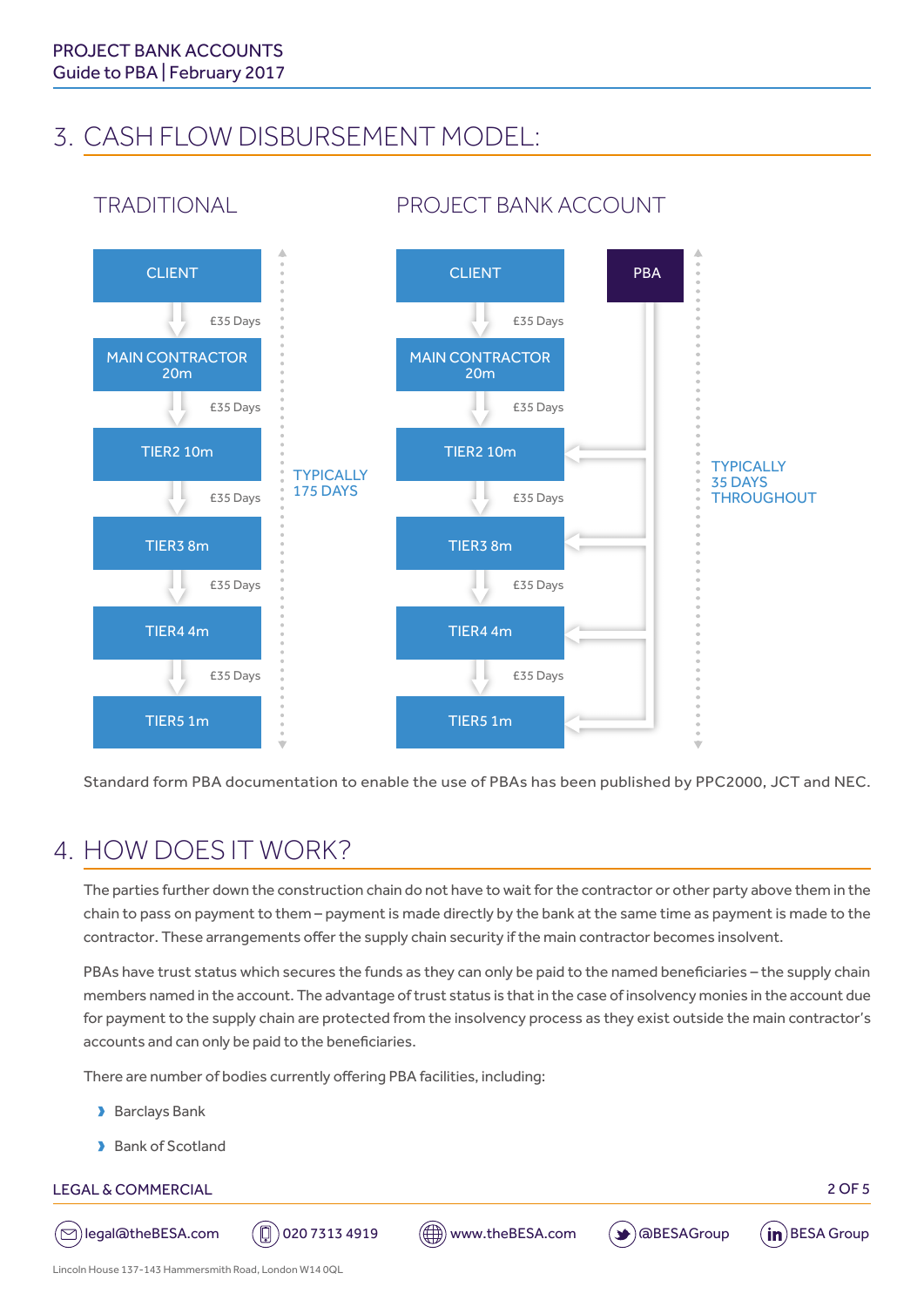## 3. CASH FLOW DISBURSEMENT MODEL:

### TRADITIONAL

CLIENT

£35 Days

MAIN CONTRACTOR 20m

£35 Days

TIER2 10m

£35 Days

TIER3 8m

£35 Days

TIER4 4m

£35 Days

TIER5 1m

TYPICALLY 175 DAYS

### PROJECT BANK ACCOUNT

CLIENT

PBA

£35 Days

MAIN CONTRACTOR 20m

£35 Days

TIER2 10m

£35 Days

TIER3 8m

£35 Days

TIER4 4m

£35 Days

TIER5 1m

TYPICALLY 35 DAYS THROUGHOUT

Standard form PBA documentation to enable the use of PBAs has been published by PPC2000, JCT and NEC.

## 4. HOW DOES IT WORK?

The parties further down the construction chain do not have to wait for the contractor or other party above them in the chain to pass on payment to them – payment is made directly by the bank at the same time as payment is made to the contractor. These arrangements offer the supply chain security if the main contractor becomes insolvent.

PBAs have trust status which secures the funds as they can only be paid to the named beneficiaries – the supply chain members named in the account. The advantage of trust status is that in the case of insolvency monies in the account due for payment to the supply chain are protected from the insolvency process as they exist outside the main contractor's accounts and can only be paid to the beneficiaries.

There are number of bodies currently offering PBA facilities, including:

- Barclays Bank
- Bank of Scotland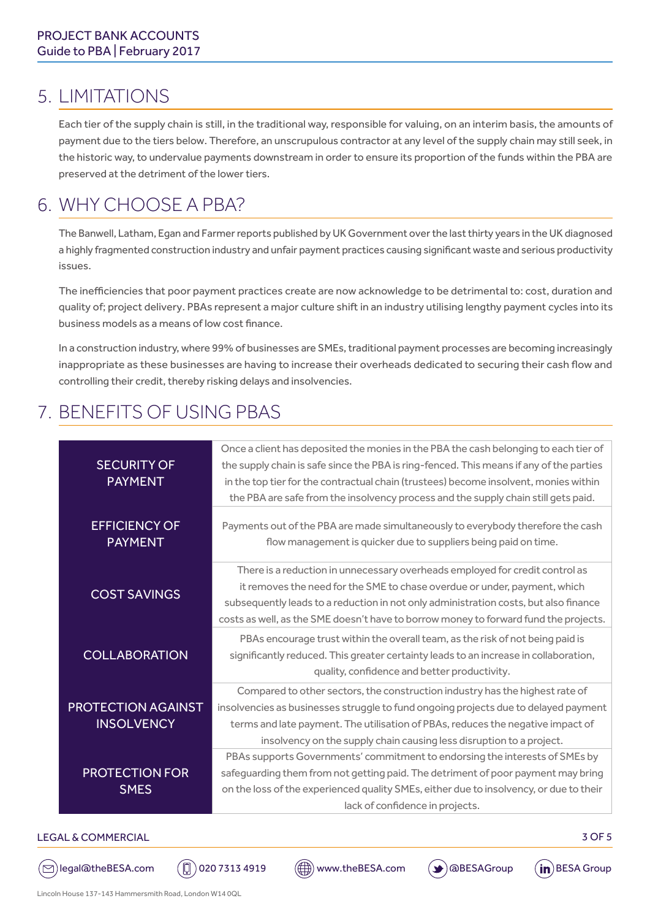## 5. LIMITATIONS

Each tier of the supply chain is still, in the traditional way, responsible for valuing, on an interim basis, the amounts of payment due to the tiers below. Therefore, an unscrupulous contractor at any level of the supply chain may still seek, in the historic way, to undervalue payments downstream in order to ensure its proportion of the funds within the PBA are preserved at the detriment of the lower tiers.

## 6. WHY CHOOSE A PBA?

The Banwell, Latham, Egan and Farmer reports published by UK Government over the last thirty years in the UK diagnosed a highly fragmented construction industry and unfair payment practices causing significant waste and serious productivity issues.

The inefficiencies that poor payment practices create are now acknowledge to be detrimental to: cost, duration and quality of; project delivery. PBAs represent a major culture shift in an industry utilising lengthy payment cycles into its business models as a means of low cost finance.

In a construction industry, where 99% of businesses are SMEs, traditional payment processes are becoming increasingly inappropriate as these businesses are having to increase their overheads dedicated to securing their cash flow and controlling their credit, thereby risking delays and insolvencies.

## 7. BENEFITS OF USING PBAS

| | |
|---|---|
| SECURITY OF PAYMENT | Once a client has deposited the monies in the PBA the cash belonging to each tier of the supply chain is safe since the PBA is ring-fenced. This means if any of the parties in the top tier for the contractual chain (trustees) become insolvent, monies within the PBA are safe from the insolvency process and the supply chain still gets paid. |
| EFFICIENCY OF PAYMENT | Payments out of the PBA are made simultaneously to everybody therefore the cash flow management is quicker due to suppliers being paid on time. |
| COST SAVINGS | There is a reduction in unnecessary overheads employed for credit control as it removes the need for the SME to chase overdue or under, payment, which subsequently leads to a reduction in not only administration costs, but also finance costs as well, as the SME doesn't have to borrow money to forward fund the projects. |
| COLLABORATION | PBAs encourage trust within the overall team, as the risk of not being paid is significantly reduced. This greater certainty leads to an increase in collaboration, quality, confidence and better productivity. |
| PROTECTION AGAINST INSOLVENCY | Compared to other sectors, the construction industry has the highest rate of insolvencies as businesses struggle to fund ongoing projects due to delayed payment terms and late payment. The utilisation of PBAs, reduces the negative impact of insolvency on the supply chain causing less disruption to a project. |
| PROTECTION FOR SMES | PBAs supports Governments' commitment to endorsing the interests of SMEs by safeguarding them from not getting paid. The detriment of poor payment may bring on the loss of the experienced quality SMEs, either due to insolvency, or due to their lack of confidence in projects. |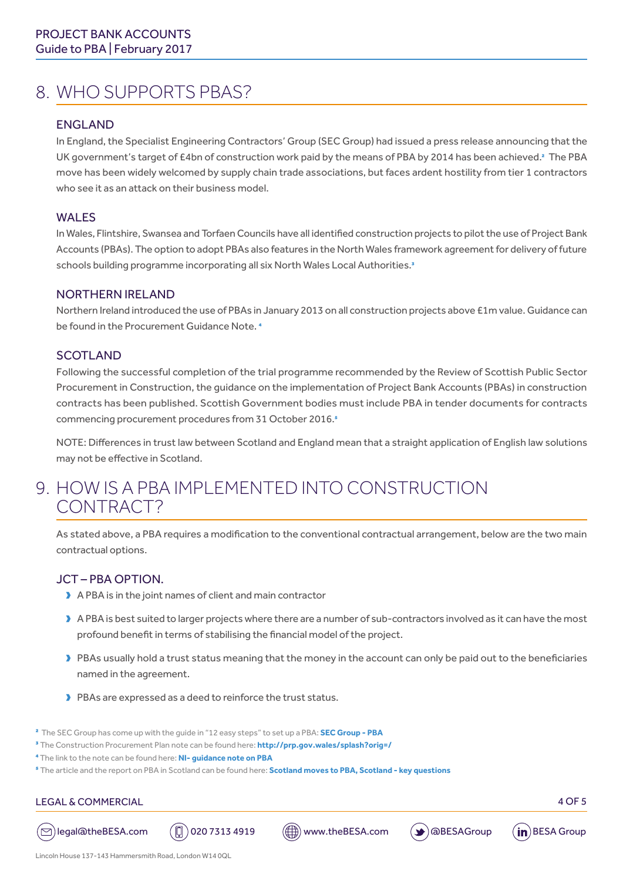## 8. WHO SUPPORTS PBAS?

### ENGLAND

In England, the Specialist Engineering Contractors' Group (SEC Group) had issued a press release announcing that the UK government's target of £4bn of construction work paid by the means of PBA by 2014 has been achieved.[2] The PBA move has been widely welcomed by supply chain trade associations, but faces ardent hostility from tier 1 contractors who see it as an attack on their business model.

### WALES

In Wales, Flintshire, Swansea and Torfaen Councils have all identified construction projects to pilot the use of Project Bank Accounts (PBAs). The option to adopt PBAs also features in the North Wales framework agreement for delivery of future schools building programme incorporating all six North Wales Local Authorities.[3]

### NORTHERN IRELAND

Northern Ireland introduced the use of PBAs in January 2013 on all construction projects above £1m value. Guidance can be found in the Procurement Guidance Note.[4]

### SCOTLAND

Following the successful completion of the trial programme recommended by the Review of Scottish Public Sector Procurement in Construction, the guidance on the implementation of Project Bank Accounts (PBAs) in construction contracts has been published. Scottish Government bodies must include PBA in tender documents for contracts commencing procurement procedures from 31 October 2016.[5]

NOTE: Differences in trust law between Scotland and England mean that a straight application of English law solutions may not be effective in Scotland.

## 9. HOW IS A PBA IMPLEMENTED INTO CONSTRUCTION CONTRACT?

As stated above, a PBA requires a modification to the conventional contractual arrangement, below are the two main contractual options.

### JCT – PBA OPTION.

- A PBA is in the joint names of client and main contractor
- A PBA is best suited to larger projects where there are a number of sub-contractors involved as it can have the most profound benefit in terms of stabilising the financial model of the project.
- PBAs usually hold a trust status meaning that the money in the account can only be paid out to the beneficiaries named in the agreement.
- PBAs are expressed as a deed to reinforce the trust status.

---

[2] The SEC Group has come up with the guide in "12 easy steps" to set up a PBA: **SEC Group - PBA**

[3] The Construction Procurement Plan note can be found here: **http://prp.gov.wales/splash?orig=/**

[4] The link to the note can be found here: **NI- guidance note on PBA**

[5] The article and the report on PBA in Scotland can be found here: **Scotland moves to PBA, Scotland - key questions**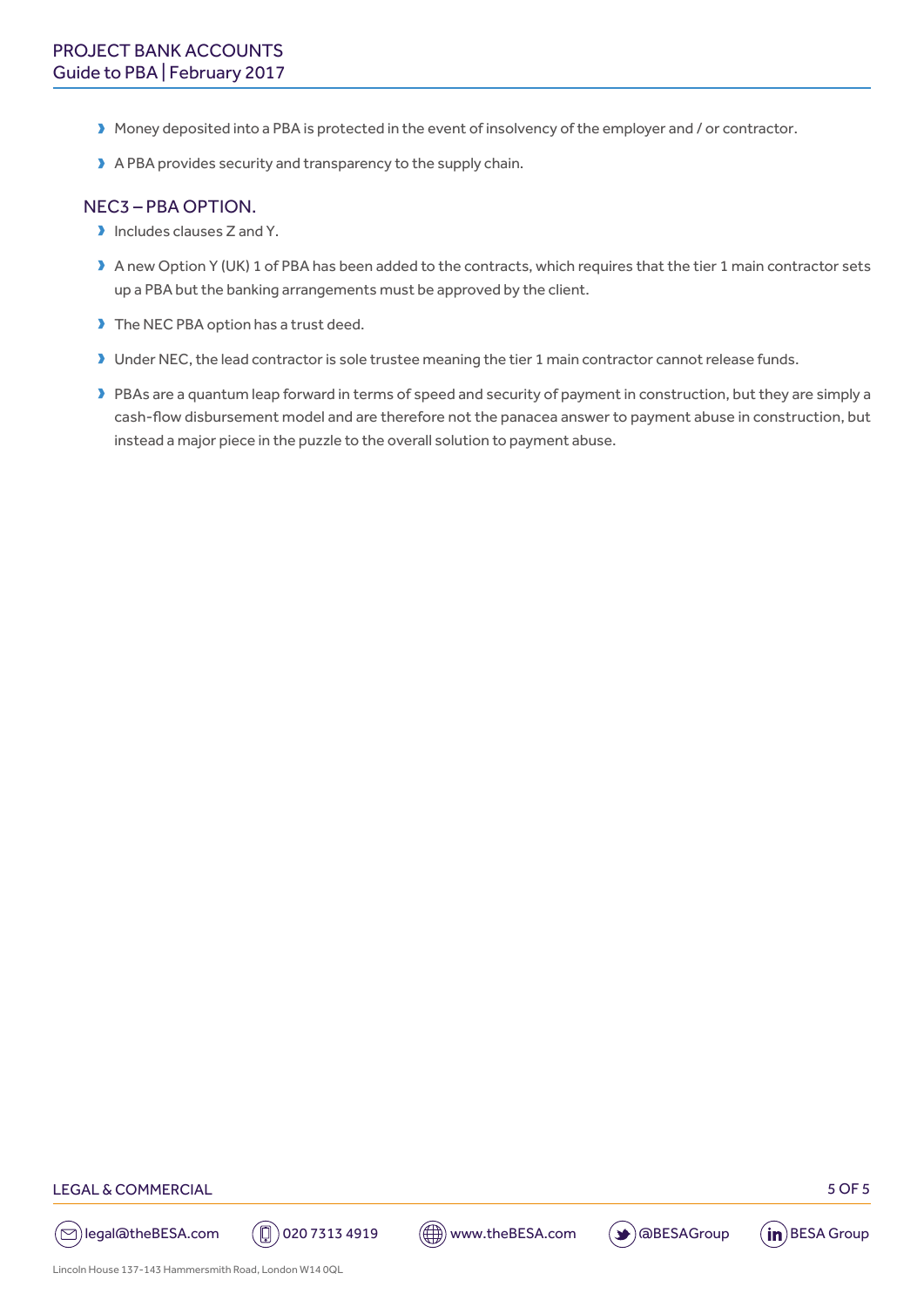- Money deposited into a PBA is protected in the event of insolvency of the employer and / or contractor.
- A PBA provides security and transparency to the supply chain.

## NEC3 – PBA OPTION.

- Includes clauses Z and Y.
- A new Option Y (UK) 1 of PBA has been added to the contracts, which requires that the tier 1 main contractor sets up a PBA but the banking arrangements must be approved by the client.
- The NEC PBA option has a trust deed.
- Under NEC, the lead contractor is sole trustee meaning the tier 1 main contractor cannot release funds.
- PBAs are a quantum leap forward in terms of speed and security of payment in construction, but they are simply a cash-flow disbursement model and are therefore not the panacea answer to payment abuse in construction, but instead a major piece in the puzzle to the overall solution to payment abuse.